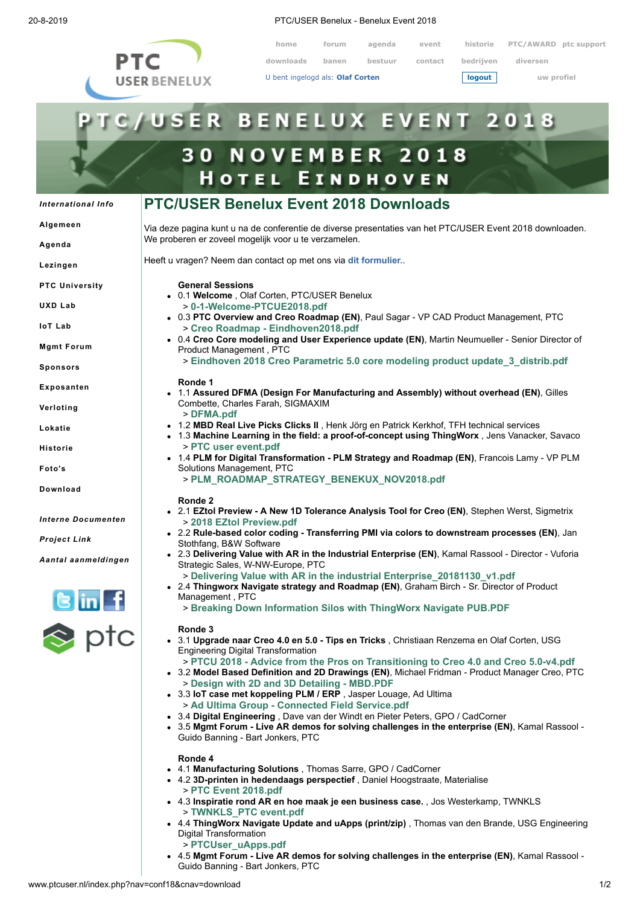# PTC/USER Benelux Event 2018 Downloads

Via deze pagina kunt u na de conferentie de diverse presentaties van het PTC/USER Event 2018 downloaden. We proberen er zoveel mogelijk voor u te verzamelen.

Heeft u vragen? Neem dan contact op met ons via **dit formulier.**.

**General Sessions**

- 0.1 **Welcome** , Olaf Corten, PTC/USER Benelux
  > **0-1-Welcome-PTCUE2018.pdf**
- 0.3 **PTC Overview and Creo Roadmap (EN)**, Paul Sagar - VP CAD Product Management, PTC
  > **Creo Roadmap - Eindhoven2018.pdf**
- 0.4 **Creo Core modeling and User Experience update (EN)**, Martin Neumueller - Senior Director of Product Management , PTC
  > **Eindhoven 2018 Creo Parametric 5.0 core modeling product update_3_distrib.pdf**

**Ronde 1**

- 1.1 **Assured DFMA (Design For Manufacturing and Assembly) without overhead (EN)**, Gilles Combette, Charles Farah, SIGMAXIM
  > **DFMA.pdf**
- 1.2 **MBD Real Live Picks Clicks II** , Henk Jörg en Patrick Kerkhof, TFH technical services
- 1.3 **Machine Learning in the field: a proof-of-concept using ThingWorx** , Jens Vanacker, Savaco
  > **PTC user event.pdf**
- 1.4 **PLM for Digital Transformation - PLM Strategy and Roadmap (EN)**, Francois Lamy - VP PLM Solutions Management, PTC
  > **PLM_ROADMAP_STRATEGY_BENEKUX_NOV2018.pdf**

**Ronde 2**

- 2.1 **EZtol Preview - A New 1D Tolerance Analysis Tool for Creo (EN)**, Stephen Werst, Sigmetrix
  > **2018 EZtol Preview.pdf**
- 2.2 **Rule-based color coding - Transferring PMI via colors to downstream processes (EN)**, Jan Stothfang, B&W Software
- 2.3 **Delivering Value with AR in the Industrial Enterprise (EN)**, Kamal Rassool - Director - Vuforia Strategic Sales, W-NW-Europe, PTC
  > **Delivering Value with AR in the industrial Enterprise_20181130_v1.pdf**
- 2.4 **Thingworx Navigate strategy and Roadmap (EN)**, Graham Birch - Sr. Director of Product Management , PTC
  > **Breaking Down Information Silos with ThingWorx Navigate PUB.PDF**

**Ronde 3**

- 3.1 **Upgrade naar Creo 4.0 en 5.0 - Tips en Tricks** , Christiaan Renzema en Olaf Corten, USG Engineering Digital Transformation
  > **PTCU 2018 - Advice from the Pros on Transitioning to Creo 4.0 and Creo 5.0-v4.pdf**
- 3.2 **Model Based Definition and 2D Drawings (EN)**, Michael Fridman - Product Manager Creo, PTC
  > **Design with 2D and 3D Detailing - MBD.PDF**
- 3.3 **IoT case met koppeling PLM / ERP** , Jasper Louage, Ad Ultima
  > **Ad Ultima Group - Connected Field Service.pdf**
- 3.4 **Digital Engineering** , Dave van der Windt en Pieter Peters, GPO / CadCorner
- 3.5 **Mgmt Forum - Live AR demos for solving challenges in the enterprise (EN)**, Kamal Rassool - Guido Banning - Bart Jonkers, PTC

**Ronde 4**

- 4.1 **Manufacturing Solutions** , Thomas Sarre, GPO / CadCorner
- 4.2 **3D-printen in hedendaags perspectief** , Daniel Hoogstraate, Materialise
  > **PTC Event 2018.pdf**
- 4.3 **Inspiratie rond AR en hoe maak je een business case.** , Jos Westerkamp, TWNKLS
  > **TWNKLS_PTC event.pdf**
- 4.4 **ThingWorx Navigate Update and uApps (print/zip)** , Thomas van den Brande, USG Engineering Digital Transformation
  > **PTCUser_uApps.pdf**
- 4.5 **Mgmt Forum - Live AR demos for solving challenges in the enterprise (EN)**, Kamal Rassool - Guido Banning - Bart Jonkers, PTC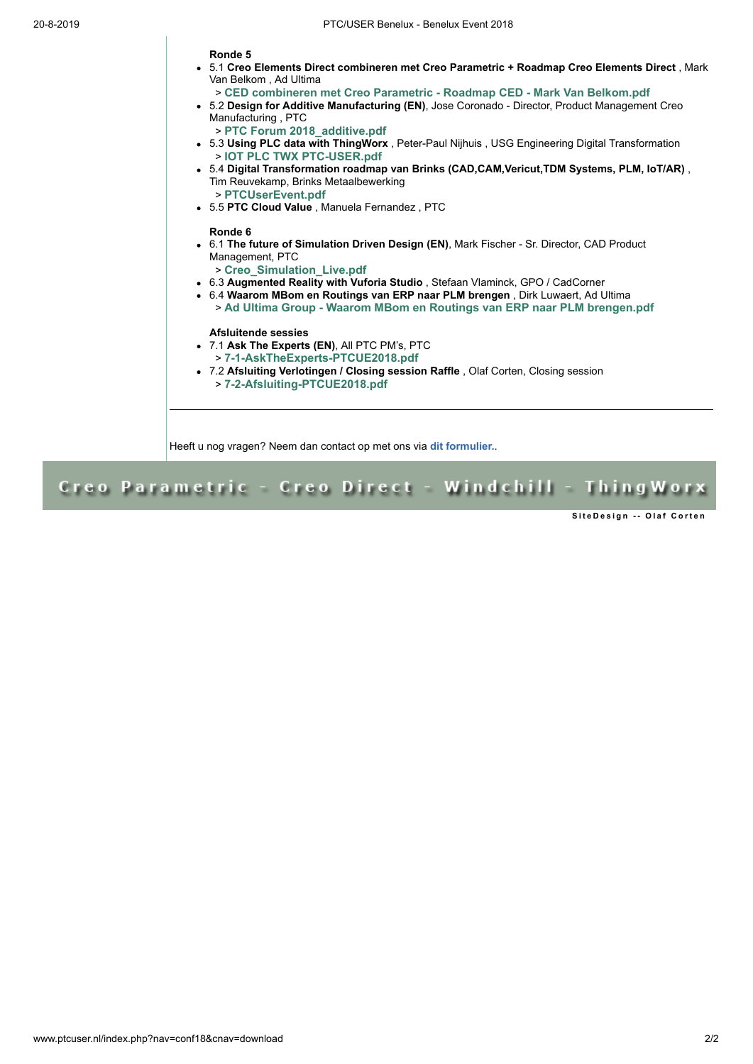**Ronde 5**

- 5.1 **Creo Elements Direct combineren met Creo Parametric + Roadmap Creo Elements Direct** , Mark Van Belkom , Ad Ultima
  > **CED combineren met Creo Parametric - Roadmap CED - Mark Van Belkom.pdf**
- 5.2 **Design for Additive Manufacturing (EN)**, Jose Coronado - Director, Product Management Creo Manufacturing , PTC
  > **PTC Forum 2018_additive.pdf**
- 5.3 **Using PLC data with ThingWorx** , Peter-Paul Nijhuis , USG Engineering Digital Transformation
  > **IOT PLC TWX PTC-USER.pdf**
- 5.4 **Digital Transformation roadmap van Brinks (CAD,CAM,Vericut,TDM Systems, PLM, IoT/AR)** , Tim Reuvekamp, Brinks Metaalbewerking
  > **PTCUserEvent.pdf**
- 5.5 **PTC Cloud Value** , Manuela Fernandez , PTC

**Ronde 6**

- 6.1 **The future of Simulation Driven Design (EN)**, Mark Fischer - Sr. Director, CAD Product Management, PTC
  > **Creo_Simulation_Live.pdf**
- 6.3 **Augmented Reality with Vuforia Studio** , Stefaan Vlaminck, GPO / CadCorner
- 6.4 **Waarom MBom en Routings van ERP naar PLM brengen** , Dirk Luwaert, Ad Ultima
  > **Ad Ultima Group - Waarom MBom en Routings van ERP naar PLM brengen.pdf**

**Afsluitende sessies**

- 7.1 **Ask The Experts (EN)**, All PTC PM's, PTC
  > **7-1-AskTheExperts-PTCUE2018.pdf**
- 7.2 **Afsluiting Verlotingen / Closing session Raffle** , Olaf Corten, Closing session
  > **7-2-Afsluiting-PTCUE2018.pdf**

---

Heeft u nog vragen? Neem dan contact op met ons via **dit formulier.**.

Creo Parametric - Creo Direct - Windchill - ThingWorx

SiteDesign -- Olaf Corten